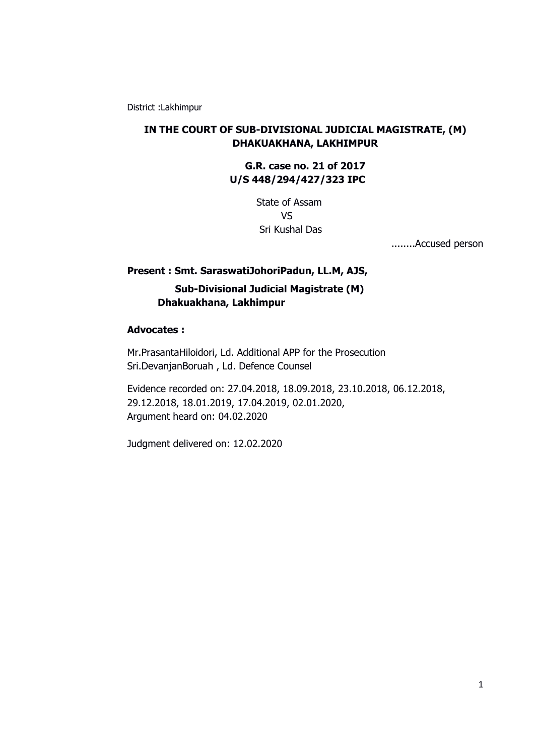District :Lakhimpur

**IN THE COURT OF SUB-DIVISIONAL JUDICIAL MAGISTRATE, (M) DHAKUAKHANA, LAKHIMPUR**

**G.R. case no. 21 of 2017**
**U/S 448/294/427/323 IPC**

State of Assam
VS
Sri Kushal Das

........Accused person

**Present : Smt. SaraswatiJohoriPadun, LL.M, AJS,**
**Sub-Divisional Judicial Magistrate (M)**
**Dhakuakhana, Lakhimpur**

**Advocates :**

Mr.PrasantaHiloidori, Ld. Additional APP for the Prosecution
Sri.DevanjanBoruah , Ld. Defence Counsel

Evidence recorded on: 27.04.2018, 18.09.2018, 23.10.2018, 06.12.2018, 29.12.2018, 18.01.2019, 17.04.2019, 02.01.2020,
Argument heard on: 04.02.2020

Judgment delivered on: 12.02.2020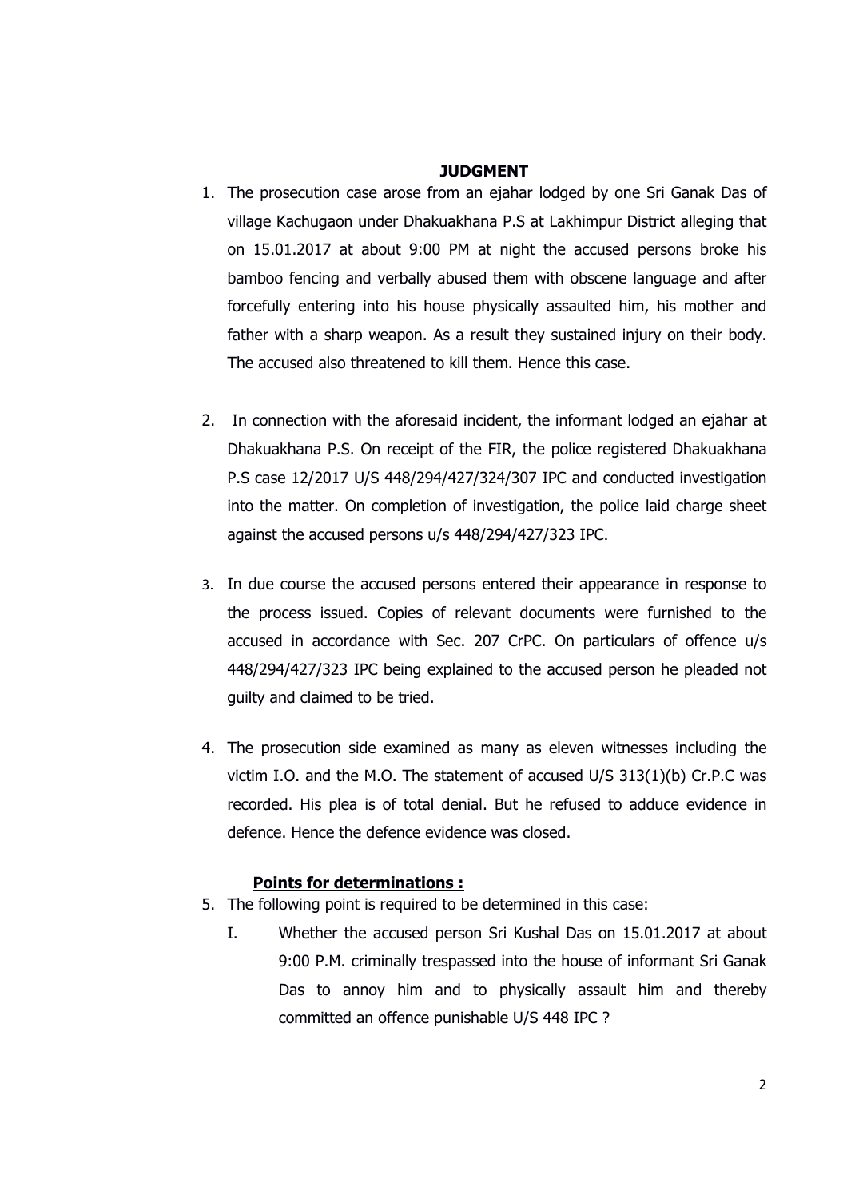## JUDGMENT

1. The prosecution case arose from an ejahar lodged by one Sri Ganak Das of village Kachugaon under Dhakuakhana P.S at Lakhimpur District alleging that on 15.01.2017 at about 9:00 PM at night the accused persons broke his bamboo fencing and verbally abused them with obscene language and after forcefully entering into his house physically assaulted him, his mother and father with a sharp weapon. As a result they sustained injury on their body. The accused also threatened to kill them. Hence this case.

2. In connection with the aforesaid incident, the informant lodged an ejahar at Dhakuakhana P.S. On receipt of the FIR, the police registered Dhakuakhana P.S case 12/2017 U/S 448/294/427/324/307 IPC and conducted investigation into the matter. On completion of investigation, the police laid charge sheet against the accused persons u/s 448/294/427/323 IPC.

3. In due course the accused persons entered their appearance in response to the process issued. Copies of relevant documents were furnished to the accused in accordance with Sec. 207 CrPC. On particulars of offence u/s 448/294/427/323 IPC being explained to the accused person he pleaded not guilty and claimed to be tried.

4. The prosecution side examined as many as eleven witnesses including the victim I.O. and the M.O. The statement of accused U/S 313(1)(b) Cr.P.C was recorded. His plea is of total denial. But he refused to adduce evidence in defence. Hence the defence evidence was closed.

**Points for determinations :**

5. The following point is required to be determined in this case:

   I. Whether the accused person Sri Kushal Das on 15.01.2017 at about 9:00 P.M. criminally trespassed into the house of informant Sri Ganak Das to annoy him and to physically assault him and thereby committed an offence punishable U/S 448 IPC ?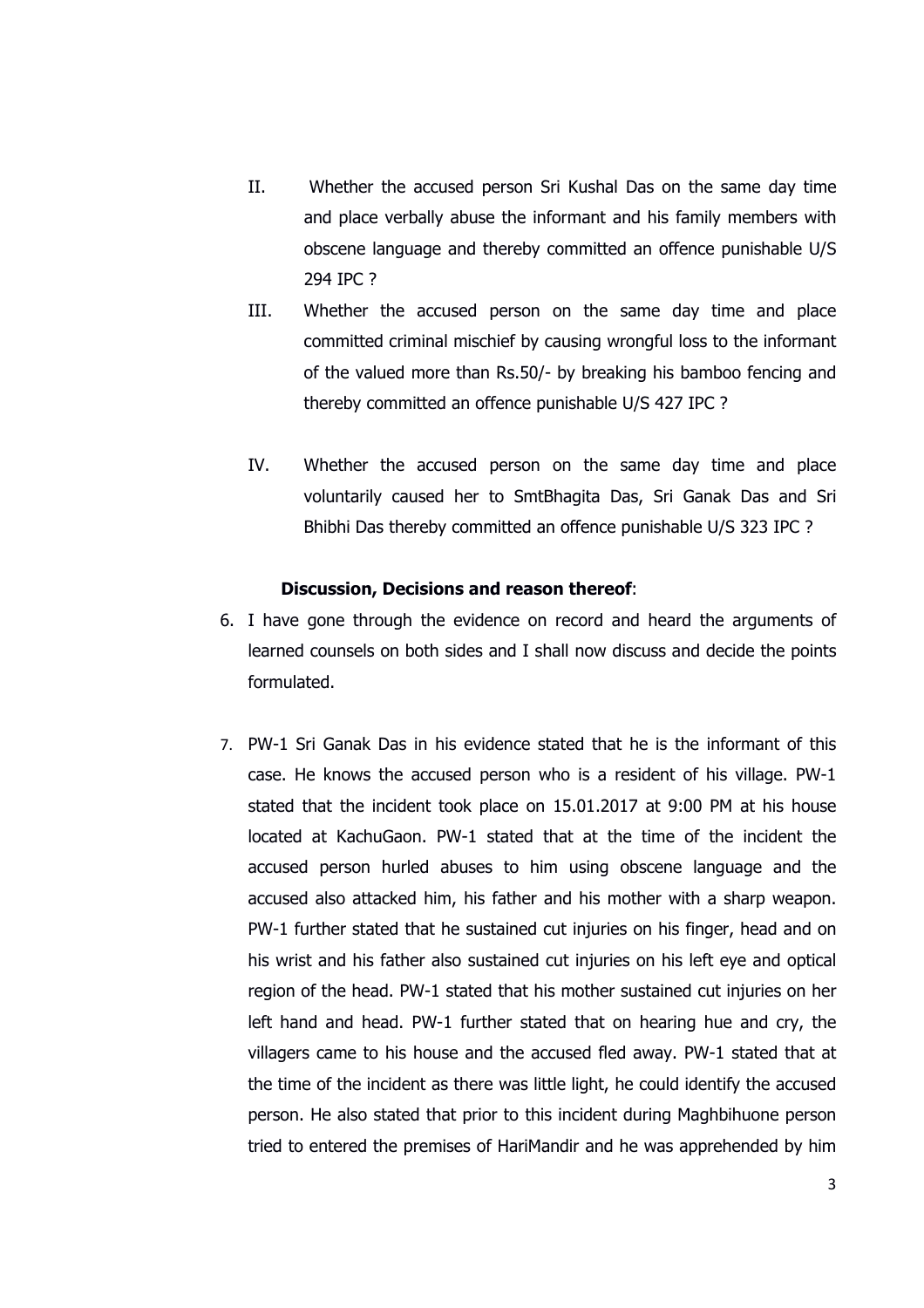II. Whether the accused person Sri Kushal Das on the same day time and place verbally abuse the informant and his family members with obscene language and thereby committed an offence punishable U/S 294 IPC ?

III. Whether the accused person on the same day time and place committed criminal mischief by causing wrongful loss to the informant of the valued more than Rs.50/- by breaking his bamboo fencing and thereby committed an offence punishable U/S 427 IPC ?

IV. Whether the accused person on the same day time and place voluntarily caused her to SmtBhagita Das, Sri Ganak Das and Sri Bhibhi Das thereby committed an offence punishable U/S 323 IPC ?

**Discussion, Decisions and reason thereof**:

6. I have gone through the evidence on record and heard the arguments of learned counsels on both sides and I shall now discuss and decide the points formulated.

7. PW-1 Sri Ganak Das in his evidence stated that he is the informant of this case. He knows the accused person who is a resident of his village. PW-1 stated that the incident took place on 15.01.2017 at 9:00 PM at his house located at KachuGaon. PW-1 stated that at the time of the incident the accused person hurled abuses to him using obscene language and the accused also attacked him, his father and his mother with a sharp weapon. PW-1 further stated that he sustained cut injuries on his finger, head and on his wrist and his father also sustained cut injuries on his left eye and optical region of the head. PW-1 stated that his mother sustained cut injuries on her left hand and head. PW-1 further stated that on hearing hue and cry, the villagers came to his house and the accused fled away. PW-1 stated that at the time of the incident as there was little light, he could identify the accused person. He also stated that prior to this incident during Maghbihuone person tried to entered the premises of HariMandir and he was apprehended by him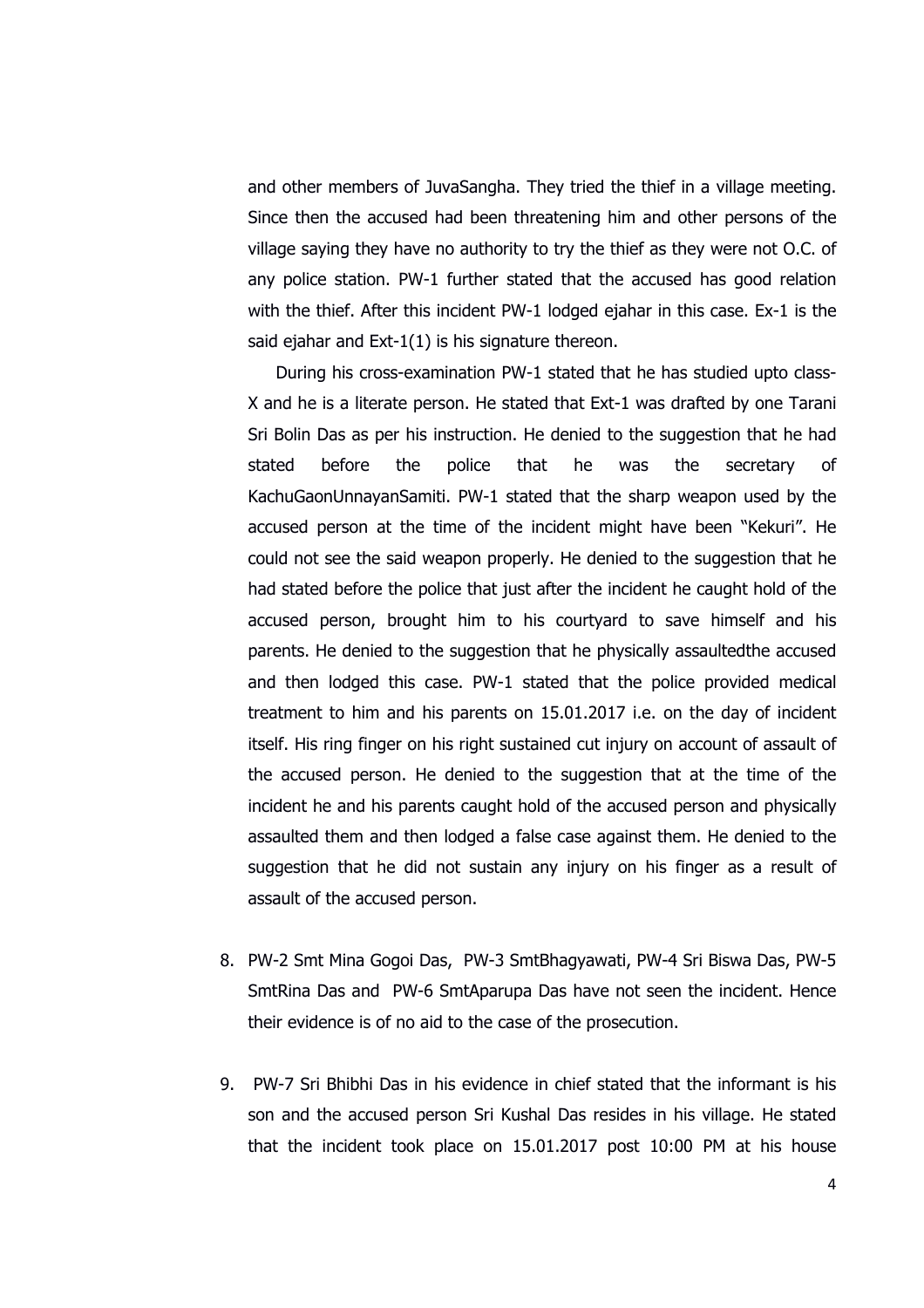and other members of JuvaSangha. They tried the thief in a village meeting. Since then the accused had been threatening him and other persons of the village saying they have no authority to try the thief as they were not O.C. of any police station. PW-1 further stated that the accused has good relation with the thief. After this incident PW-1 lodged ejahar in this case. Ex-1 is the said ejahar and Ext-1(1) is his signature thereon.

During his cross-examination PW-1 stated that he has studied upto class-X and he is a literate person. He stated that Ext-1 was drafted by one Tarani Sri Bolin Das as per his instruction. He denied to the suggestion that he had stated before the police that he was the secretary of KachuGaonUnnayanSamiti. PW-1 stated that the sharp weapon used by the accused person at the time of the incident might have been "Kekuri". He could not see the said weapon properly. He denied to the suggestion that he had stated before the police that just after the incident he caught hold of the accused person, brought him to his courtyard to save himself and his parents. He denied to the suggestion that he physically assaultedthe accused and then lodged this case. PW-1 stated that the police provided medical treatment to him and his parents on 15.01.2017 i.e. on the day of incident itself. His ring finger on his right sustained cut injury on account of assault of the accused person. He denied to the suggestion that at the time of the incident he and his parents caught hold of the accused person and physically assaulted them and then lodged a false case against them. He denied to the suggestion that he did not sustain any injury on his finger as a result of assault of the accused person.

8. PW-2 Smt Mina Gogoi Das, PW-3 SmtBhagyawati, PW-4 Sri Biswa Das, PW-5 SmtRina Das and PW-6 SmtAparupa Das have not seen the incident. Hence their evidence is of no aid to the case of the prosecution.

9. PW-7 Sri Bhibhi Das in his evidence in chief stated that the informant is his son and the accused person Sri Kushal Das resides in his village. He stated that the incident took place on 15.01.2017 post 10:00 PM at his house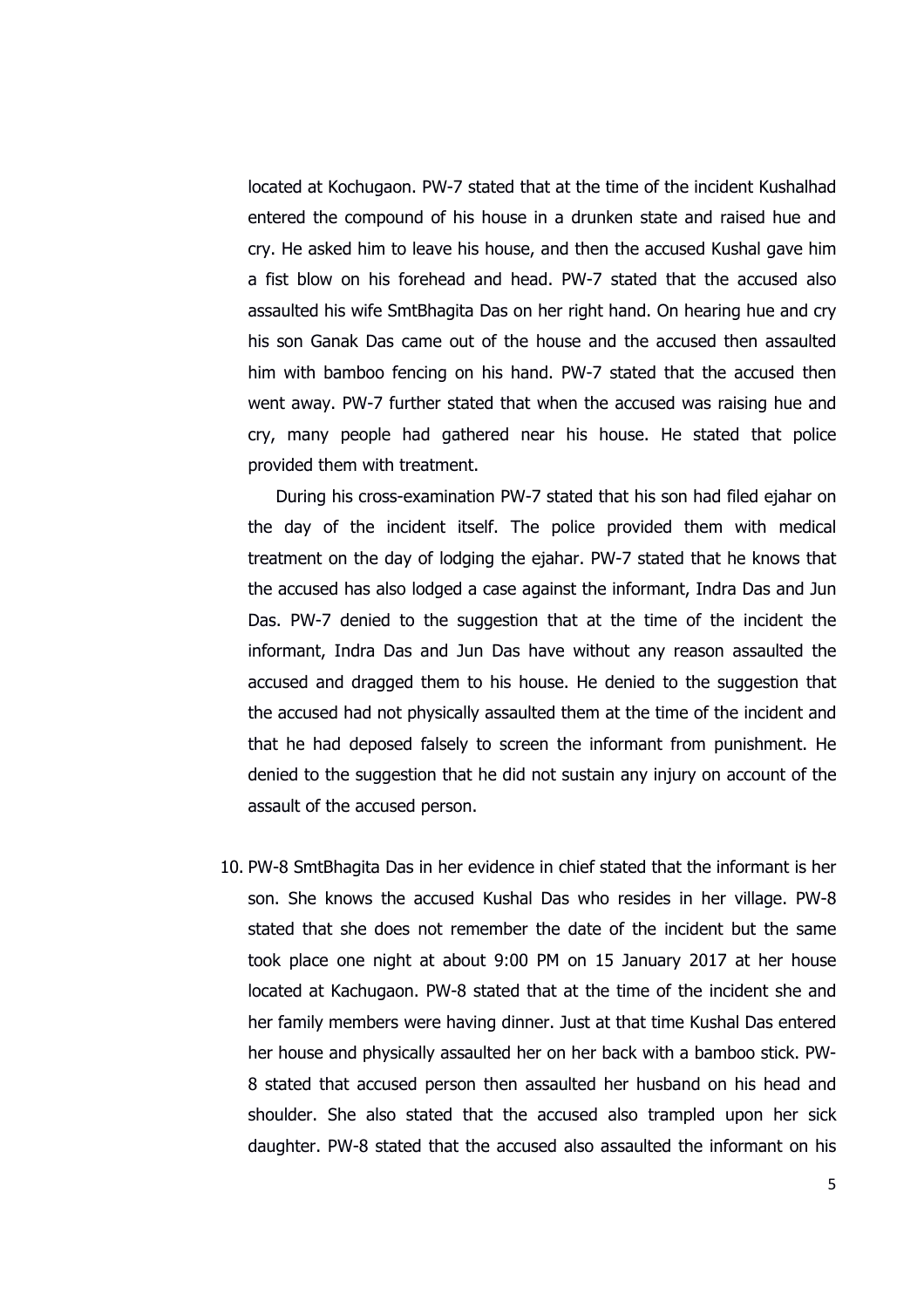located at Kochugaon. PW-7 stated that at the time of the incident Kushalhad entered the compound of his house in a drunken state and raised hue and cry. He asked him to leave his house, and then the accused Kushal gave him a fist blow on his forehead and head. PW-7 stated that the accused also assaulted his wife SmtBhagita Das on her right hand. On hearing hue and cry his son Ganak Das came out of the house and the accused then assaulted him with bamboo fencing on his hand. PW-7 stated that the accused then went away. PW-7 further stated that when the accused was raising hue and cry, many people had gathered near his house. He stated that police provided them with treatment.

During his cross-examination PW-7 stated that his son had filed ejahar on the day of the incident itself. The police provided them with medical treatment on the day of lodging the ejahar. PW-7 stated that he knows that the accused has also lodged a case against the informant, Indra Das and Jun Das. PW-7 denied to the suggestion that at the time of the incident the informant, Indra Das and Jun Das have without any reason assaulted the accused and dragged them to his house. He denied to the suggestion that the accused had not physically assaulted them at the time of the incident and that he had deposed falsely to screen the informant from punishment. He denied to the suggestion that he did not sustain any injury on account of the assault of the accused person.

10. PW-8 SmtBhagita Das in her evidence in chief stated that the informant is her son. She knows the accused Kushal Das who resides in her village. PW-8 stated that she does not remember the date of the incident but the same took place one night at about 9:00 PM on 15 January 2017 at her house located at Kachugaon. PW-8 stated that at the time of the incident she and her family members were having dinner. Just at that time Kushal Das entered her house and physically assaulted her on her back with a bamboo stick. PW-8 stated that accused person then assaulted her husband on his head and shoulder. She also stated that the accused also trampled upon her sick daughter. PW-8 stated that the accused also assaulted the informant on his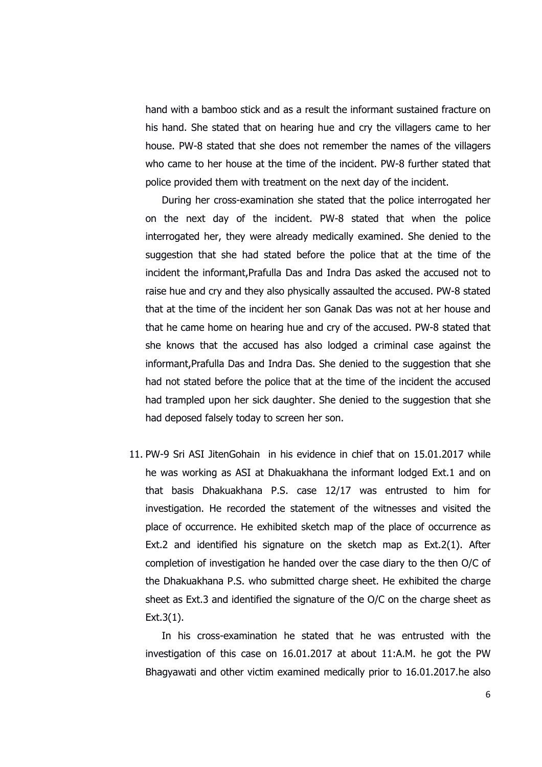hand with a bamboo stick and as a result the informant sustained fracture on his hand. She stated that on hearing hue and cry the villagers came to her house. PW-8 stated that she does not remember the names of the villagers who came to her house at the time of the incident. PW-8 further stated that police provided them with treatment on the next day of the incident.

During her cross-examination she stated that the police interrogated her on the next day of the incident. PW-8 stated that when the police interrogated her, they were already medically examined. She denied to the suggestion that she had stated before the police that at the time of the incident the informant,Prafulla Das and Indra Das asked the accused not to raise hue and cry and they also physically assaulted the accused. PW-8 stated that at the time of the incident her son Ganak Das was not at her house and that he came home on hearing hue and cry of the accused. PW-8 stated that she knows that the accused has also lodged a criminal case against the informant,Prafulla Das and Indra Das. She denied to the suggestion that she had not stated before the police that at the time of the incident the accused had trampled upon her sick daughter. She denied to the suggestion that she had deposed falsely today to screen her son.

11. PW-9 Sri ASI JitenGohain in his evidence in chief that on 15.01.2017 while he was working as ASI at Dhakuakhana the informant lodged Ext.1 and on that basis Dhakuakhana P.S. case 12/17 was entrusted to him for investigation. He recorded the statement of the witnesses and visited the place of occurrence. He exhibited sketch map of the place of occurrence as Ext.2 and identified his signature on the sketch map as Ext.2(1). After completion of investigation he handed over the case diary to the then O/C of the Dhakuakhana P.S. who submitted charge sheet. He exhibited the charge sheet as Ext.3 and identified the signature of the O/C on the charge sheet as Ext.3(1).

    In his cross-examination he stated that he was entrusted with the investigation of this case on 16.01.2017 at about 11:A.M. he got the PW Bhagyawati and other victim examined medically prior to 16.01.2017.he also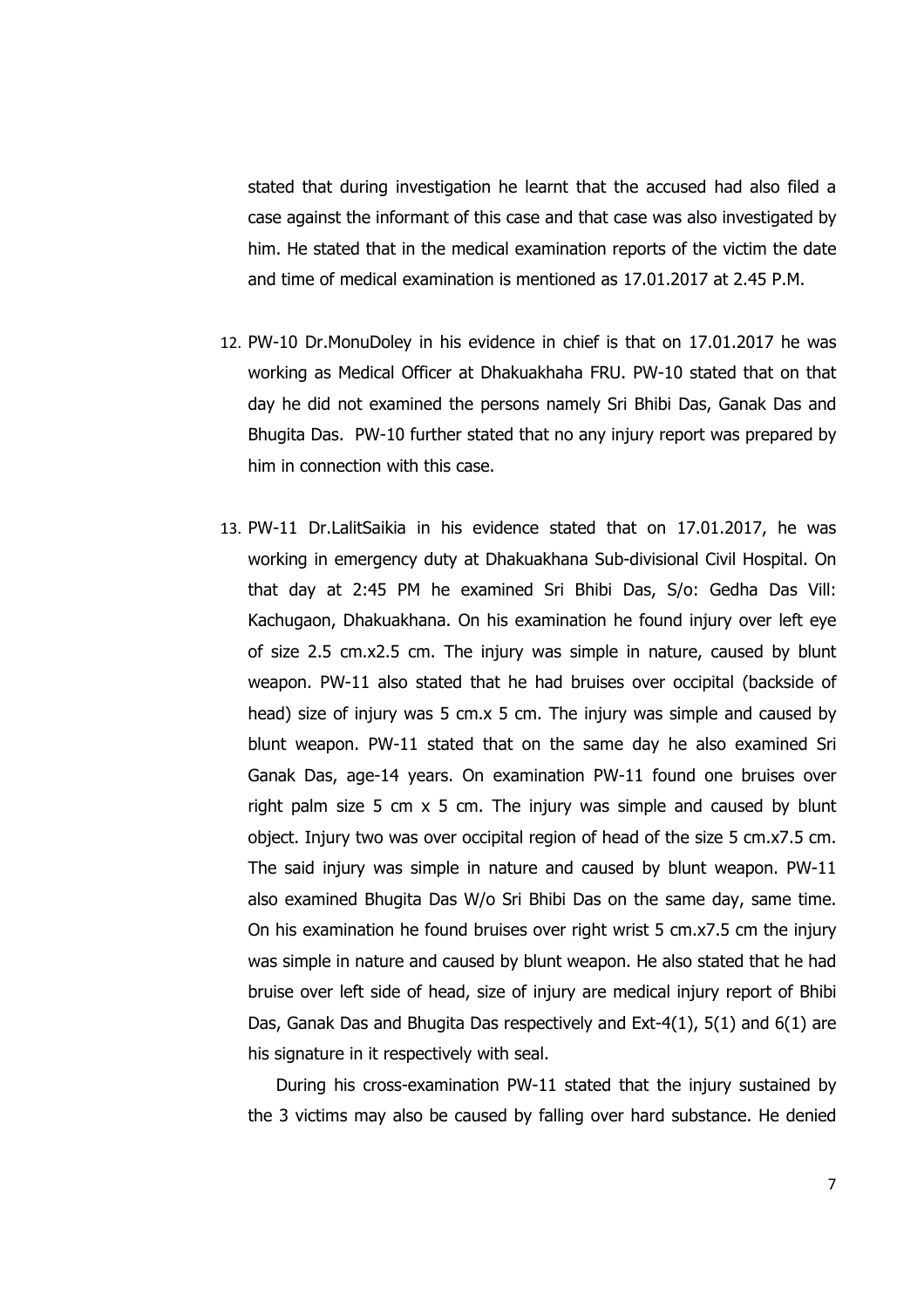stated that during investigation he learnt that the accused had also filed a case against the informant of this case and that case was also investigated by him. He stated that in the medical examination reports of the victim the date and time of medical examination is mentioned as 17.01.2017 at 2.45 P.M.

12. PW-10 Dr.MonuDoley in his evidence in chief is that on 17.01.2017 he was working as Medical Officer at Dhakuakhaha FRU. PW-10 stated that on that day he did not examined the persons namely Sri Bhibi Das, Ganak Das and Bhugita Das. PW-10 further stated that no any injury report was prepared by him in connection with this case.

13. PW-11 Dr.LalitSaikia in his evidence stated that on 17.01.2017, he was working in emergency duty at Dhakuakhana Sub-divisional Civil Hospital. On that day at 2:45 PM he examined Sri Bhibi Das, S/o: Gedha Das Vill: Kachugaon, Dhakuakhana. On his examination he found injury over left eye of size 2.5 cm.x2.5 cm. The injury was simple in nature, caused by blunt weapon. PW-11 also stated that he had bruises over occipital (backside of head) size of injury was 5 cm.x 5 cm. The injury was simple and caused by blunt weapon. PW-11 stated that on the same day he also examined Sri Ganak Das, age-14 years. On examination PW-11 found one bruises over right palm size 5 cm x 5 cm. The injury was simple and caused by blunt object. Injury two was over occipital region of head of the size 5 cm.x7.5 cm. The said injury was simple in nature and caused by blunt weapon. PW-11 also examined Bhugita Das W/o Sri Bhibi Das on the same day, same time. On his examination he found bruises over right wrist 5 cm.x7.5 cm the injury was simple in nature and caused by blunt weapon. He also stated that he had bruise over left side of head, size of injury are medical injury report of Bhibi Das, Ganak Das and Bhugita Das respectively and Ext-4(1), 5(1) and 6(1) are his signature in it respectively with seal.

    During his cross-examination PW-11 stated that the injury sustained by the 3 victims may also be caused by falling over hard substance. He denied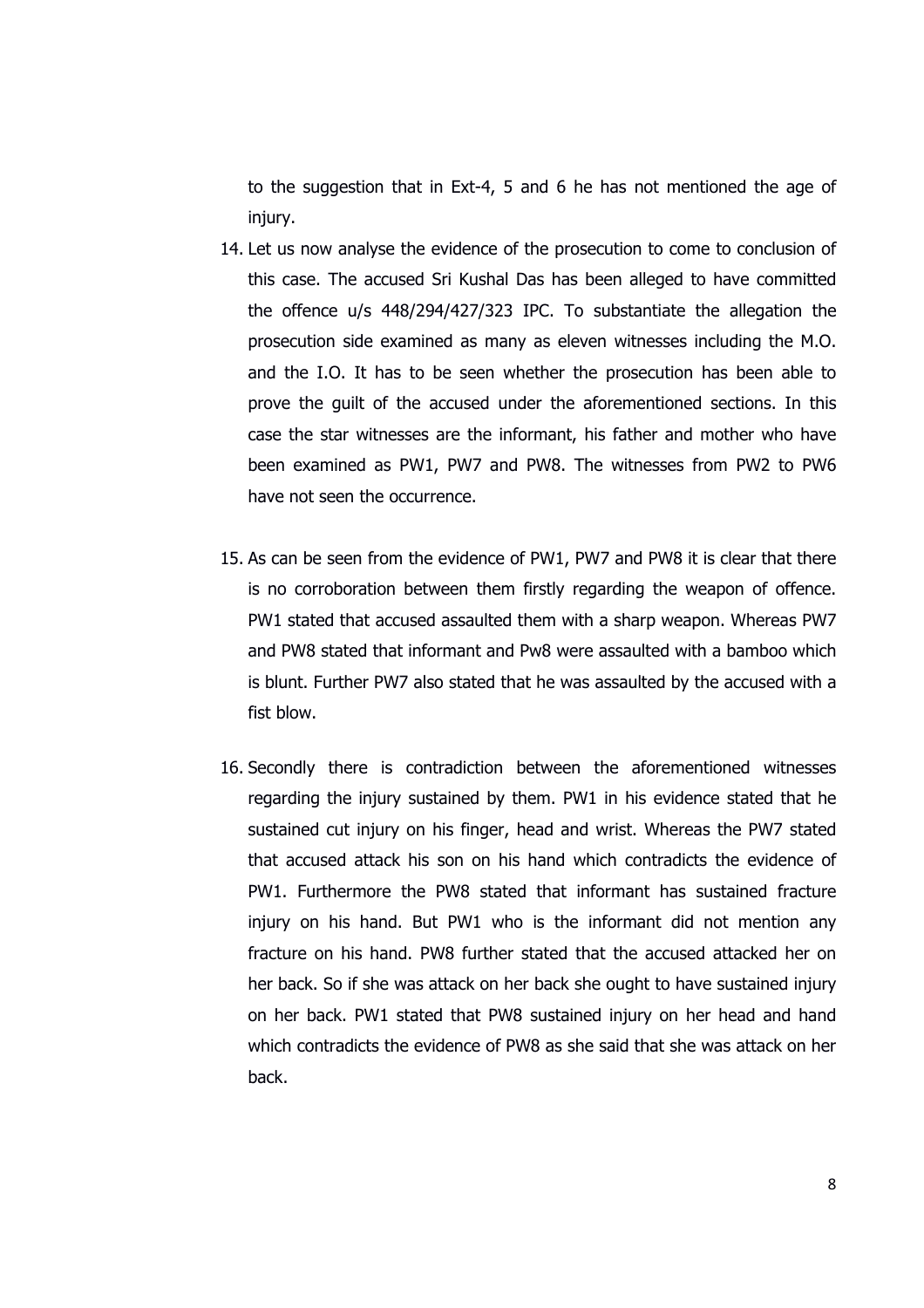to the suggestion that in Ext-4, 5 and 6 he has not mentioned the age of injury.

14. Let us now analyse the evidence of the prosecution to come to conclusion of this case. The accused Sri Kushal Das has been alleged to have committed the offence u/s 448/294/427/323 IPC. To substantiate the allegation the prosecution side examined as many as eleven witnesses including the M.O. and the I.O. It has to be seen whether the prosecution has been able to prove the guilt of the accused under the aforementioned sections. In this case the star witnesses are the informant, his father and mother who have been examined as PW1, PW7 and PW8. The witnesses from PW2 to PW6 have not seen the occurrence.

15. As can be seen from the evidence of PW1, PW7 and PW8 it is clear that there is no corroboration between them firstly regarding the weapon of offence. PW1 stated that accused assaulted them with a sharp weapon. Whereas PW7 and PW8 stated that informant and Pw8 were assaulted with a bamboo which is blunt. Further PW7 also stated that he was assaulted by the accused with a fist blow.

16. Secondly there is contradiction between the aforementioned witnesses regarding the injury sustained by them. PW1 in his evidence stated that he sustained cut injury on his finger, head and wrist. Whereas the PW7 stated that accused attack his son on his hand which contradicts the evidence of PW1. Furthermore the PW8 stated that informant has sustained fracture injury on his hand. But PW1 who is the informant did not mention any fracture on his hand. PW8 further stated that the accused attacked her on her back. So if she was attack on her back she ought to have sustained injury on her back. PW1 stated that PW8 sustained injury on her head and hand which contradicts the evidence of PW8 as she said that she was attack on her back.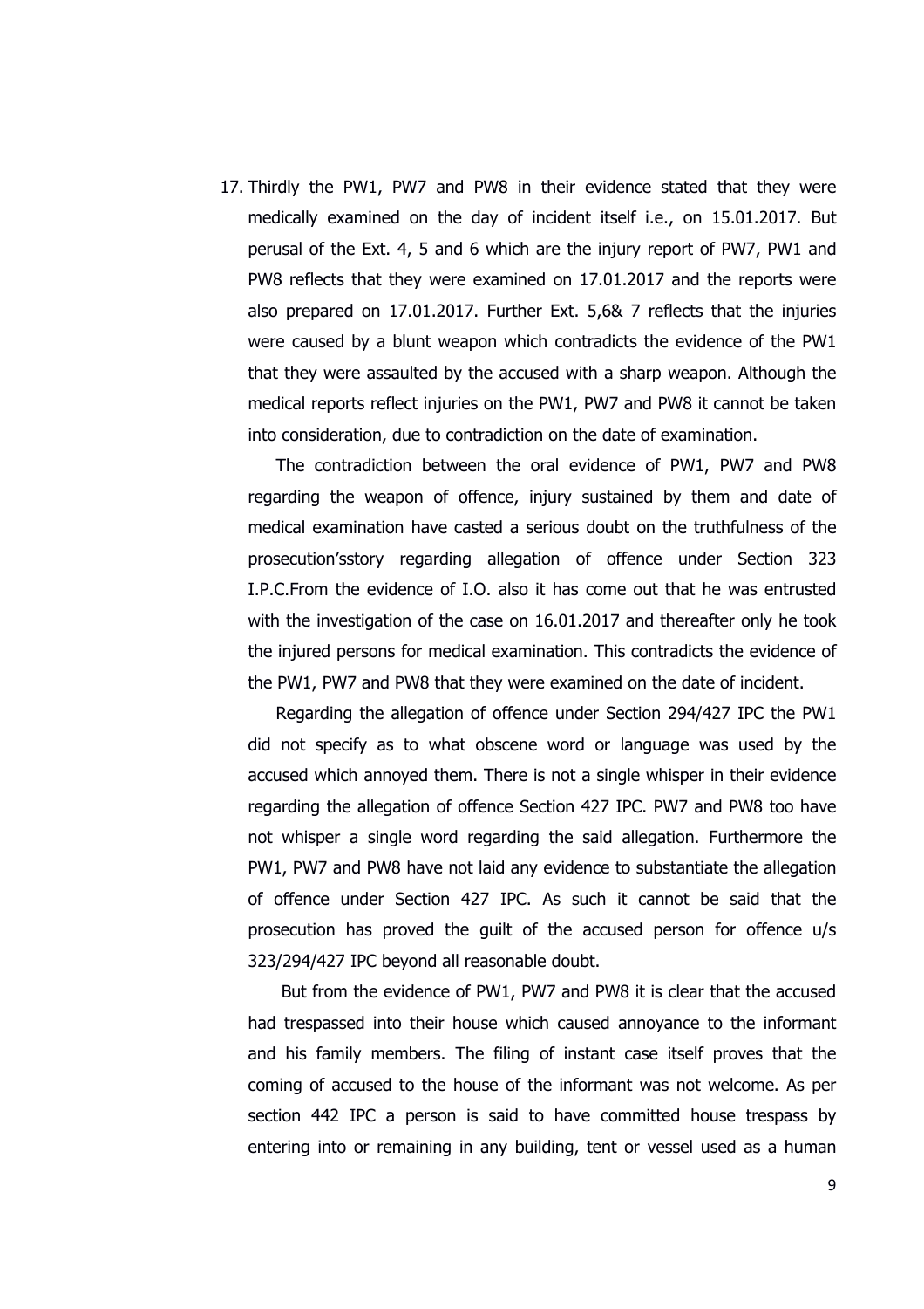17. Thirdly the PW1, PW7 and PW8 in their evidence stated that they were medically examined on the day of incident itself i.e., on 15.01.2017. But perusal of the Ext. 4, 5 and 6 which are the injury report of PW7, PW1 and PW8 reflects that they were examined on 17.01.2017 and the reports were also prepared on 17.01.2017. Further Ext. 5,6& 7 reflects that the injuries were caused by a blunt weapon which contradicts the evidence of the PW1 that they were assaulted by the accused with a sharp weapon. Although the medical reports reflect injuries on the PW1, PW7 and PW8 it cannot be taken into consideration, due to contradiction on the date of examination.

    The contradiction between the oral evidence of PW1, PW7 and PW8 regarding the weapon of offence, injury sustained by them and date of medical examination have casted a serious doubt on the truthfulness of the prosecution'sstory regarding allegation of offence under Section 323 I.P.C.From the evidence of I.O. also it has come out that he was entrusted with the investigation of the case on 16.01.2017 and thereafter only he took the injured persons for medical examination. This contradicts the evidence of the PW1, PW7 and PW8 that they were examined on the date of incident.

    Regarding the allegation of offence under Section 294/427 IPC the PW1 did not specify as to what obscene word or language was used by the accused which annoyed them. There is not a single whisper in their evidence regarding the allegation of offence Section 427 IPC. PW7 and PW8 too have not whisper a single word regarding the said allegation. Furthermore the PW1, PW7 and PW8 have not laid any evidence to substantiate the allegation of offence under Section 427 IPC. As such it cannot be said that the prosecution has proved the guilt of the accused person for offence u/s 323/294/427 IPC beyond all reasonable doubt.

    But from the evidence of PW1, PW7 and PW8 it is clear that the accused had trespassed into their house which caused annoyance to the informant and his family members. The filing of instant case itself proves that the coming of accused to the house of the informant was not welcome. As per section 442 IPC a person is said to have committed house trespass by entering into or remaining in any building, tent or vessel used as a human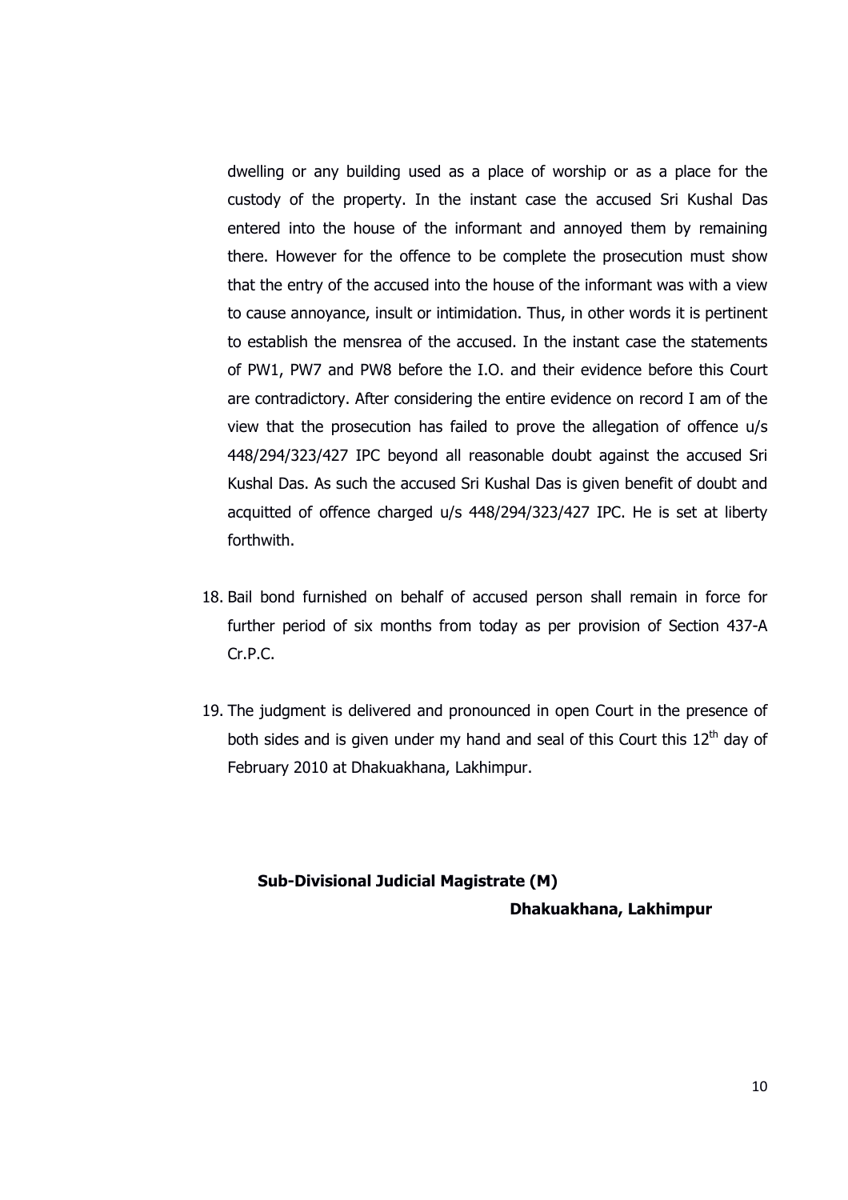dwelling or any building used as a place of worship or as a place for the custody of the property. In the instant case the accused Sri Kushal Das entered into the house of the informant and annoyed them by remaining there. However for the offence to be complete the prosecution must show that the entry of the accused into the house of the informant was with a view to cause annoyance, insult or intimidation. Thus, in other words it is pertinent to establish the mensrea of the accused. In the instant case the statements of PW1, PW7 and PW8 before the I.O. and their evidence before this Court are contradictory. After considering the entire evidence on record I am of the view that the prosecution has failed to prove the allegation of offence u/s 448/294/323/427 IPC beyond all reasonable doubt against the accused Sri Kushal Das. As such the accused Sri Kushal Das is given benefit of doubt and acquitted of offence charged u/s 448/294/323/427 IPC. He is set at liberty forthwith.

18. Bail bond furnished on behalf of accused person shall remain in force for further period of six months from today as per provision of Section 437-A Cr.P.C.

19. The judgment is delivered and pronounced in open Court in the presence of both sides and is given under my hand and seal of this Court this 12th day of February 2010 at Dhakuakhana, Lakhimpur.

**Sub-Divisional Judicial Magistrate (M)**

**Dhakuakhana, Lakhimpur**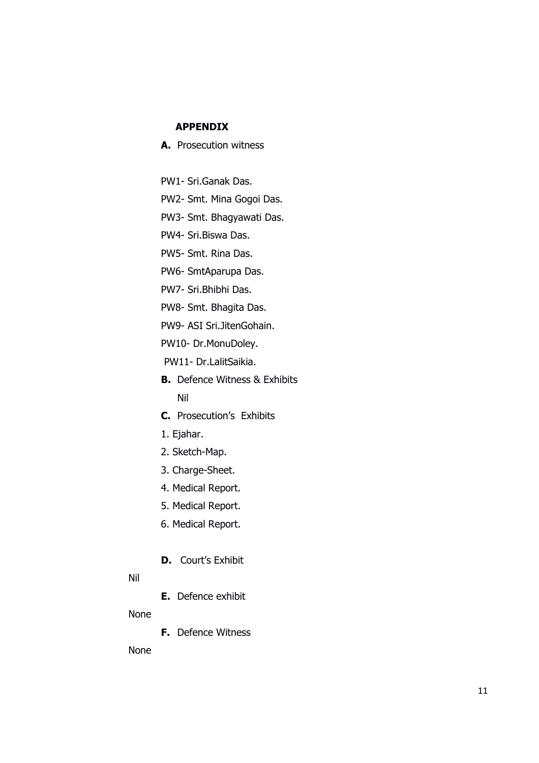**APPENDIX**

**A.** Prosecution witness

PW1- Sri.Ganak Das.

PW2- Smt. Mina Gogoi Das.

PW3- Smt. Bhagyawati Das.

PW4- Sri.Biswa Das.

PW5- Smt. Rina Das.

PW6- SmtAparupa Das.

PW7- Sri.Bhibhi Das.

PW8- Smt. Bhagita Das.

PW9- ASI Sri.JitenGohain.

PW10- Dr.MonuDoley.

PW11- Dr.LalitSaikia.

**B.** Defence Witness & Exhibits

Nil

**C.** Prosecution's Exhibits

1. Ejahar.
2. Sketch-Map.
3. Charge-Sheet.
4. Medical Report.
5. Medical Report.
6. Medical Report.

**D.** Court's Exhibit

Nil

**E.** Defence exhibit

None

**F.** Defence Witness

None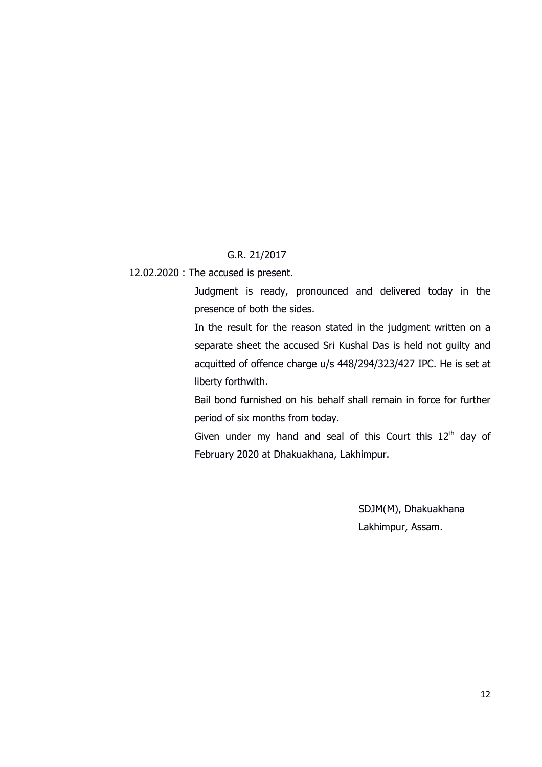G.R. 21/2017

12.02.2020 : The accused is present.

Judgment is ready, pronounced and delivered today in the presence of both the sides.

In the result for the reason stated in the judgment written on a separate sheet the accused Sri Kushal Das is held not guilty and acquitted of offence charge u/s 448/294/323/427 IPC. He is set at liberty forthwith.

Bail bond furnished on his behalf shall remain in force for further period of six months from today.

Given under my hand and seal of this Court this 12th day of February 2020 at Dhakuakhana, Lakhimpur.

SDJM(M), Dhakuakhana
Lakhimpur, Assam.